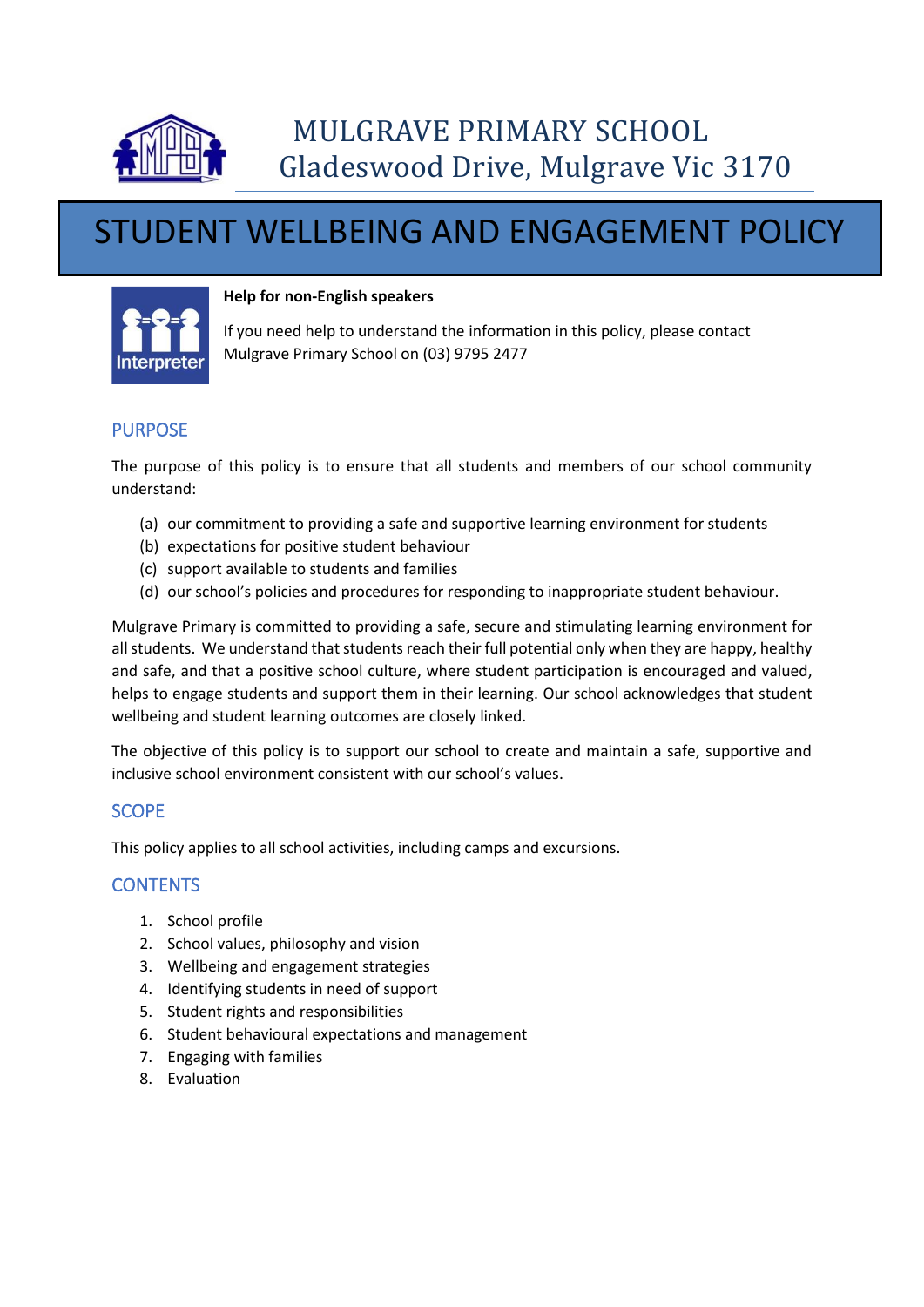MULGRAVE PRIMARY SCHOOL
Gladeswood Drive, Mulgrave Vic 3170

# STUDENT WELLBEING AND ENGAGEMENT POLICY

**Help for non-English speakers**

If you need help to understand the information in this policy, please contact Mulgrave Primary School on (03) 9795 2477

## PURPOSE

The purpose of this policy is to ensure that all students and members of our school community understand:

(a) our commitment to providing a safe and supportive learning environment for students
(b) expectations for positive student behaviour
(c) support available to students and families
(d) our school's policies and procedures for responding to inappropriate student behaviour.

Mulgrave Primary is committed to providing a safe, secure and stimulating learning environment for all students. We understand that students reach their full potential only when they are happy, healthy and safe, and that a positive school culture, where student participation is encouraged and valued, helps to engage students and support them in their learning. Our school acknowledges that student wellbeing and student learning outcomes are closely linked.

The objective of this policy is to support our school to create and maintain a safe, supportive and inclusive school environment consistent with our school's values.

## SCOPE

This policy applies to all school activities, including camps and excursions.

## CONTENTS

1. School profile
2. School values, philosophy and vision
3. Wellbeing and engagement strategies
4. Identifying students in need of support
5. Student rights and responsibilities
6. Student behavioural expectations and management
7. Engaging with families
8. Evaluation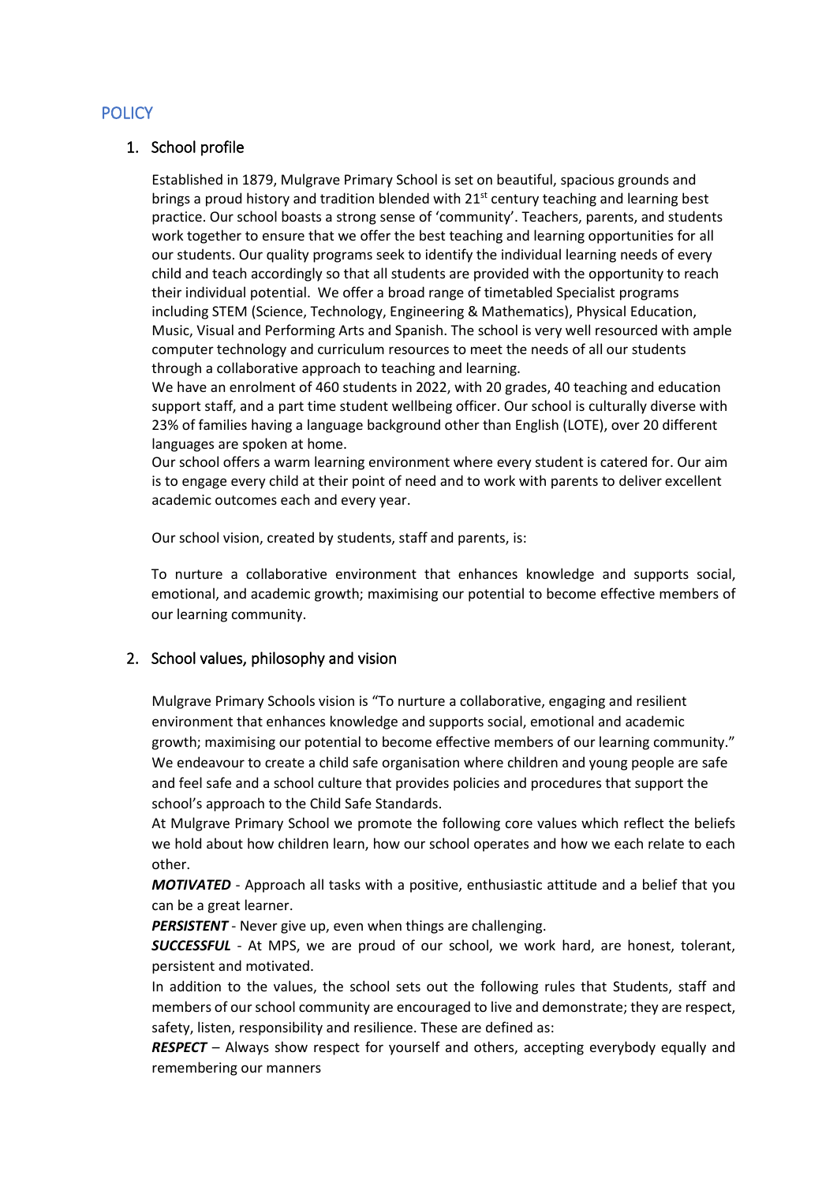# POLICY

## 1. School profile

Established in 1879, Mulgrave Primary School is set on beautiful, spacious grounds and brings a proud history and tradition blended with 21st century teaching and learning best practice. Our school boasts a strong sense of 'community'. Teachers, parents, and students work together to ensure that we offer the best teaching and learning opportunities for all our students. Our quality programs seek to identify the individual learning needs of every child and teach accordingly so that all students are provided with the opportunity to reach their individual potential. We offer a broad range of timetabled Specialist programs including STEM (Science, Technology, Engineering & Mathematics), Physical Education, Music, Visual and Performing Arts and Spanish. The school is very well resourced with ample computer technology and curriculum resources to meet the needs of all our students through a collaborative approach to teaching and learning.

We have an enrolment of 460 students in 2022, with 20 grades, 40 teaching and education support staff, and a part time student wellbeing officer. Our school is culturally diverse with 23% of families having a language background other than English (LOTE), over 20 different languages are spoken at home.

Our school offers a warm learning environment where every student is catered for. Our aim is to engage every child at their point of need and to work with parents to deliver excellent academic outcomes each and every year.

Our school vision, created by students, staff and parents, is:

To nurture a collaborative environment that enhances knowledge and supports social, emotional, and academic growth; maximising our potential to become effective members of our learning community.

## 2. School values, philosophy and vision

Mulgrave Primary Schools vision is "To nurture a collaborative, engaging and resilient environment that enhances knowledge and supports social, emotional and academic growth; maximising our potential to become effective members of our learning community."

We endeavour to create a child safe organisation where children and young people are safe and feel safe and a school culture that provides policies and procedures that support the school's approach to the Child Safe Standards.

At Mulgrave Primary School we promote the following core values which reflect the beliefs we hold about how children learn, how our school operates and how we each relate to each other.

***MOTIVATED*** - Approach all tasks with a positive, enthusiastic attitude and a belief that you can be a great learner.

***PERSISTENT*** - Never give up, even when things are challenging.

***SUCCESSFUL*** - At MPS, we are proud of our school, we work hard, are honest, tolerant, persistent and motivated.

In addition to the values, the school sets out the following rules that Students, staff and members of our school community are encouraged to live and demonstrate; they are respect, safety, listen, responsibility and resilience. These are defined as:

***RESPECT*** – Always show respect for yourself and others, accepting everybody equally and remembering our manners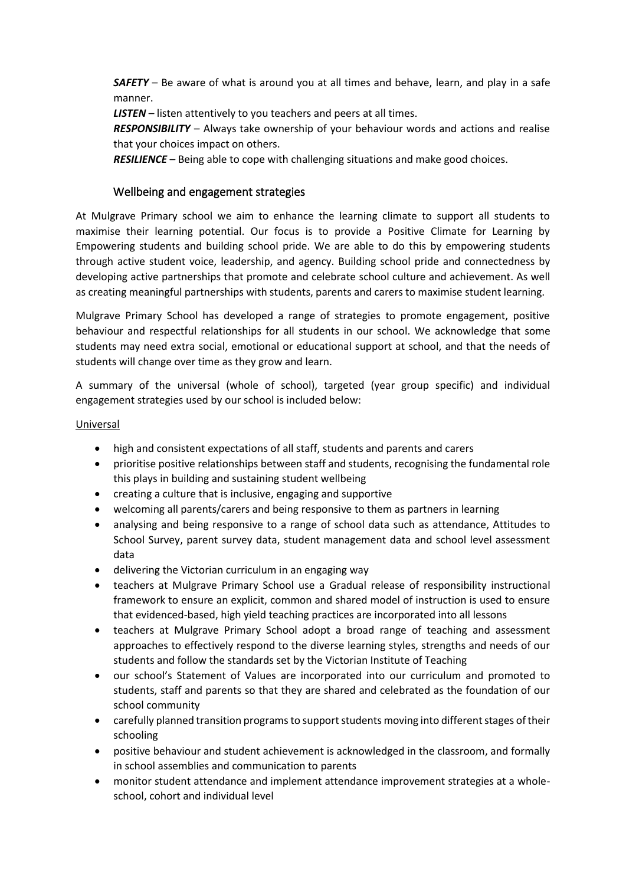***SAFETY*** – Be aware of what is around you at all times and behave, learn, and play in a safe manner.

***LISTEN*** – listen attentively to you teachers and peers at all times.

***RESPONSIBILITY*** – Always take ownership of your behaviour words and actions and realise that your choices impact on others.

***RESILIENCE*** – Being able to cope with challenging situations and make good choices.

## Wellbeing and engagement strategies

At Mulgrave Primary school we aim to enhance the learning climate to support all students to maximise their learning potential. Our focus is to provide a Positive Climate for Learning by Empowering students and building school pride. We are able to do this by empowering students through active student voice, leadership, and agency. Building school pride and connectedness by developing active partnerships that promote and celebrate school culture and achievement. As well as creating meaningful partnerships with students, parents and carers to maximise student learning.

Mulgrave Primary School has developed a range of strategies to promote engagement, positive behaviour and respectful relationships for all students in our school. We acknowledge that some students may need extra social, emotional or educational support at school, and that the needs of students will change over time as they grow and learn.

A summary of the universal (whole of school), targeted (year group specific) and individual engagement strategies used by our school is included below:

<u>Universal</u>

- high and consistent expectations of all staff, students and parents and carers
- prioritise positive relationships between staff and students, recognising the fundamental role this plays in building and sustaining student wellbeing
- creating a culture that is inclusive, engaging and supportive
- welcoming all parents/carers and being responsive to them as partners in learning
- analysing and being responsive to a range of school data such as attendance, Attitudes to School Survey, parent survey data, student management data and school level assessment data
- delivering the Victorian curriculum in an engaging way
- teachers at Mulgrave Primary School use a Gradual release of responsibility instructional framework to ensure an explicit, common and shared model of instruction is used to ensure that evidenced-based, high yield teaching practices are incorporated into all lessons
- teachers at Mulgrave Primary School adopt a broad range of teaching and assessment approaches to effectively respond to the diverse learning styles, strengths and needs of our students and follow the standards set by the Victorian Institute of Teaching
- our school's Statement of Values are incorporated into our curriculum and promoted to students, staff and parents so that they are shared and celebrated as the foundation of our school community
- carefully planned transition programs to support students moving into different stages of their schooling
- positive behaviour and student achievement is acknowledged in the classroom, and formally in school assemblies and communication to parents
- monitor student attendance and implement attendance improvement strategies at a whole-school, cohort and individual level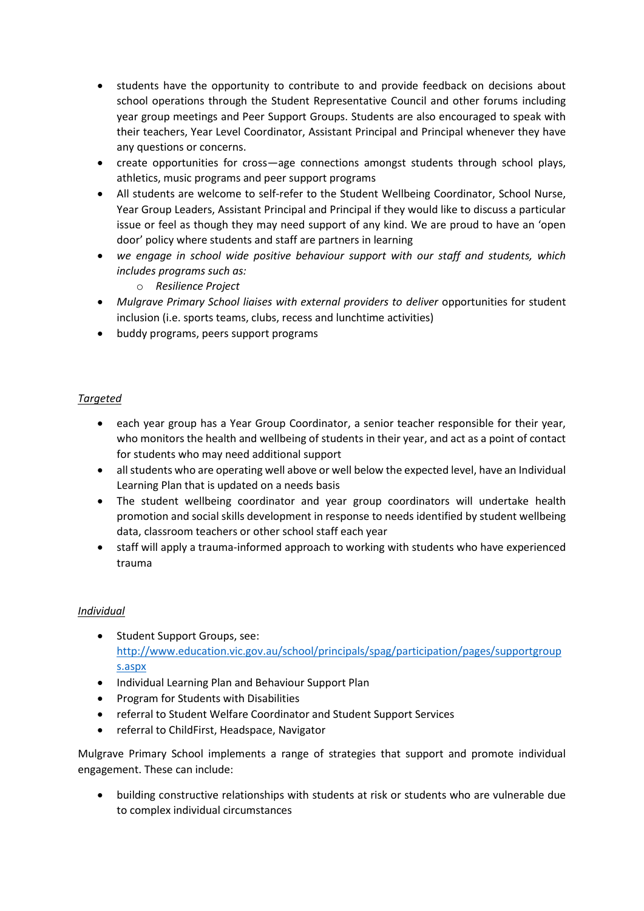- students have the opportunity to contribute to and provide feedback on decisions about school operations through the Student Representative Council and other forums including year group meetings and Peer Support Groups. Students are also encouraged to speak with their teachers, Year Level Coordinator, Assistant Principal and Principal whenever they have any questions or concerns.
- create opportunities for cross—age connections amongst students through school plays, athletics, music programs and peer support programs
- All students are welcome to self-refer to the Student Wellbeing Coordinator, School Nurse, Year Group Leaders, Assistant Principal and Principal if they would like to discuss a particular issue or feel as though they may need support of any kind. We are proud to have an 'open door' policy where students and staff are partners in learning
- *we engage in school wide positive behaviour support with our staff and students, which includes programs such as:*
    - *Resilience Project*
- *Mulgrave Primary School liaises with external providers to deliver* opportunities for student inclusion (i.e. sports teams, clubs, recess and lunchtime activities)
- buddy programs, peers support programs

*Targeted*

- each year group has a Year Group Coordinator, a senior teacher responsible for their year, who monitors the health and wellbeing of students in their year, and act as a point of contact for students who may need additional support
- all students who are operating well above or well below the expected level, have an Individual Learning Plan that is updated on a needs basis
- The student wellbeing coordinator and year group coordinators will undertake health promotion and social skills development in response to needs identified by student wellbeing data, classroom teachers or other school staff each year
- staff will apply a trauma-informed approach to working with students who have experienced trauma

*Individual*

- Student Support Groups, see: [http://www.education.vic.gov.au/school/principals/spag/participation/pages/supportgroups.aspx](http://www.education.vic.gov.au/school/principals/spag/participation/pages/supportgroups.aspx)
- Individual Learning Plan and Behaviour Support Plan
- Program for Students with Disabilities
- referral to Student Welfare Coordinator and Student Support Services
- referral to ChildFirst, Headspace, Navigator

Mulgrave Primary School implements a range of strategies that support and promote individual engagement. These can include:

- building constructive relationships with students at risk or students who are vulnerable due to complex individual circumstances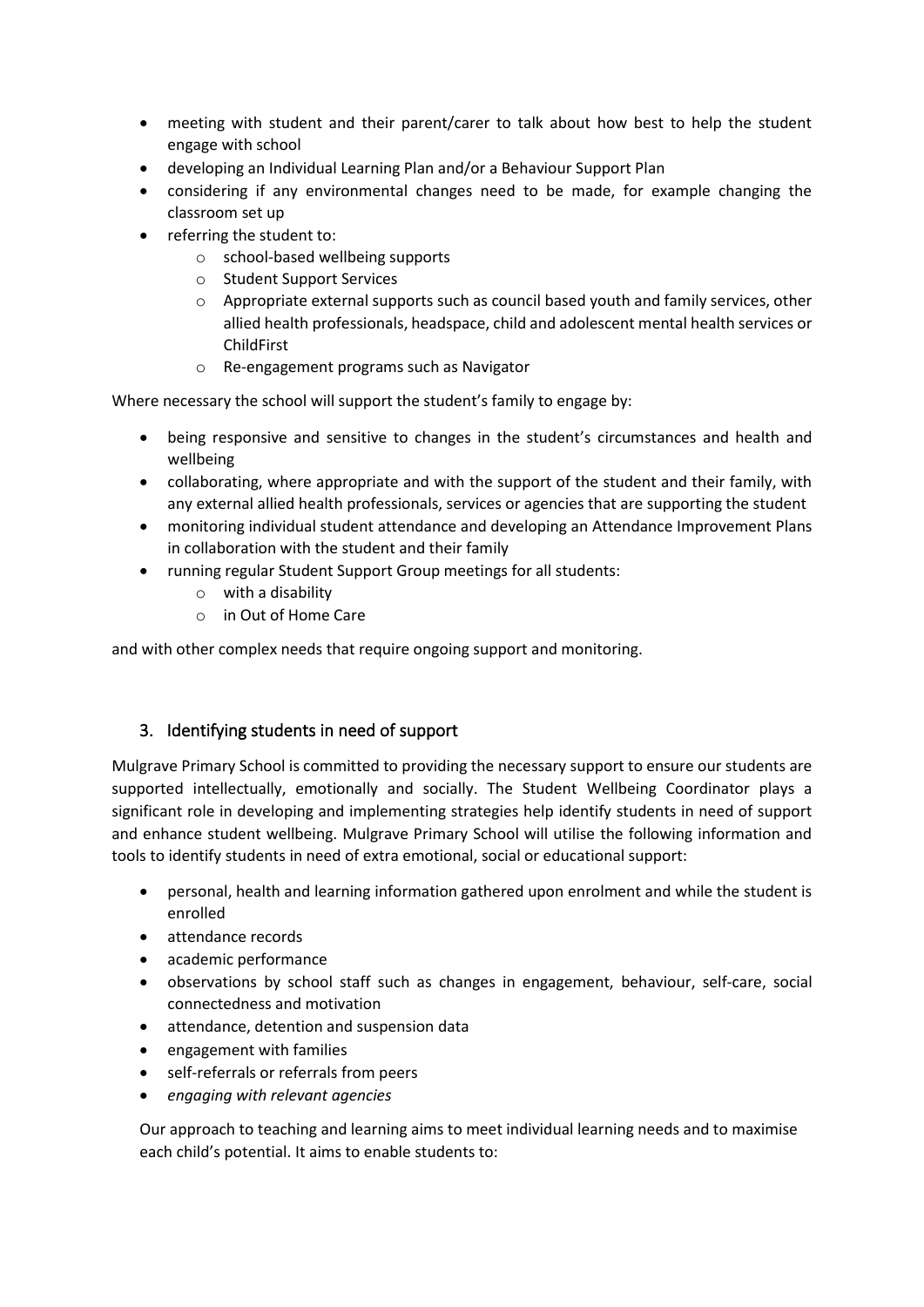- meeting with student and their parent/carer to talk about how best to help the student engage with school
- developing an Individual Learning Plan and/or a Behaviour Support Plan
- considering if any environmental changes need to be made, for example changing the classroom set up
- referring the student to:
  - school-based wellbeing supports
  - Student Support Services
  - Appropriate external supports such as council based youth and family services, other allied health professionals, headspace, child and adolescent mental health services or ChildFirst
  - Re-engagement programs such as Navigator

Where necessary the school will support the student's family to engage by:

- being responsive and sensitive to changes in the student's circumstances and health and wellbeing
- collaborating, where appropriate and with the support of the student and their family, with any external allied health professionals, services or agencies that are supporting the student
- monitoring individual student attendance and developing an Attendance Improvement Plans in collaboration with the student and their family
- running regular Student Support Group meetings for all students:
  - with a disability
  - in Out of Home Care

and with other complex needs that require ongoing support and monitoring.

## 3. Identifying students in need of support

Mulgrave Primary School is committed to providing the necessary support to ensure our students are supported intellectually, emotionally and socially. The Student Wellbeing Coordinator plays a significant role in developing and implementing strategies help identify students in need of support and enhance student wellbeing. Mulgrave Primary School will utilise the following information and tools to identify students in need of extra emotional, social or educational support:

- personal, health and learning information gathered upon enrolment and while the student is enrolled
- attendance records
- academic performance
- observations by school staff such as changes in engagement, behaviour, self-care, social connectedness and motivation
- attendance, detention and suspension data
- engagement with families
- self-referrals or referrals from peers
- *engaging with relevant agencies*

Our approach to teaching and learning aims to meet individual learning needs and to maximise each child's potential. It aims to enable students to: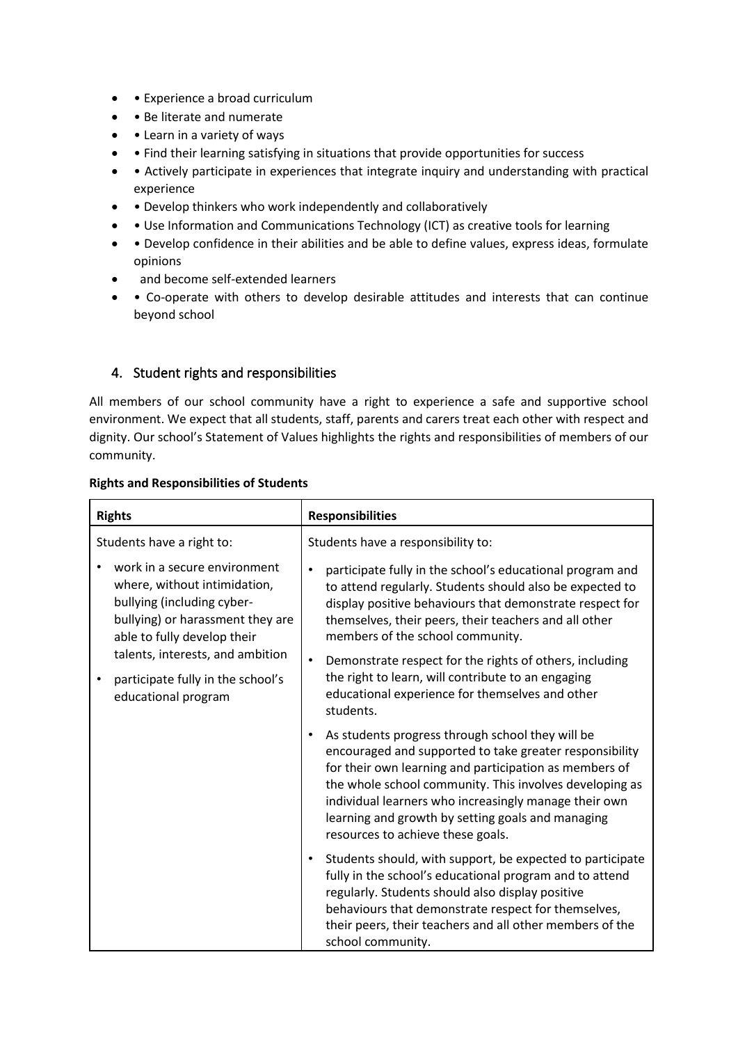- • Experience a broad curriculum
- • Be literate and numerate
- • Learn in a variety of ways
- • Find their learning satisfying in situations that provide opportunities for success
- • Actively participate in experiences that integrate inquiry and understanding with practical experience
- • Develop thinkers who work independently and collaboratively
- • Use Information and Communications Technology (ICT) as creative tools for learning
- • Develop confidence in their abilities and be able to define values, express ideas, formulate opinions
- and become self-extended learners
- • Co-operate with others to develop desirable attitudes and interests that can continue beyond school

## 4. Student rights and responsibilities

All members of our school community have a right to experience a safe and supportive school environment. We expect that all students, staff, parents and carers treat each other with respect and dignity. Our school's Statement of Values highlights the rights and responsibilities of members of our community.

**Rights and Responsibilities of Students**

| Rights | Responsibilities |
| --- | --- |
| Students have a right to:<br>• work in a secure environment where, without intimidation, bullying (including cyber-bullying) or harassment they are able to fully develop their talents, interests, and ambition<br>• participate fully in the school's educational program | Students have a responsibility to:<br>• participate fully in the school's educational program and to attend regularly. Students should also be expected to display positive behaviours that demonstrate respect for themselves, their peers, their teachers and all other members of the school community.<br>• Demonstrate respect for the rights of others, including the right to learn, will contribute to an engaging educational experience for themselves and other students.<br>• As students progress through school they will be encouraged and supported to take greater responsibility for their own learning and participation as members of the whole school community. This involves developing as individual learners who increasingly manage their own learning and growth by setting goals and managing resources to achieve these goals.<br>• Students should, with support, be expected to participate fully in the school's educational program and to attend regularly. Students should also display positive behaviours that demonstrate respect for themselves, their peers, their teachers and all other members of the school community. |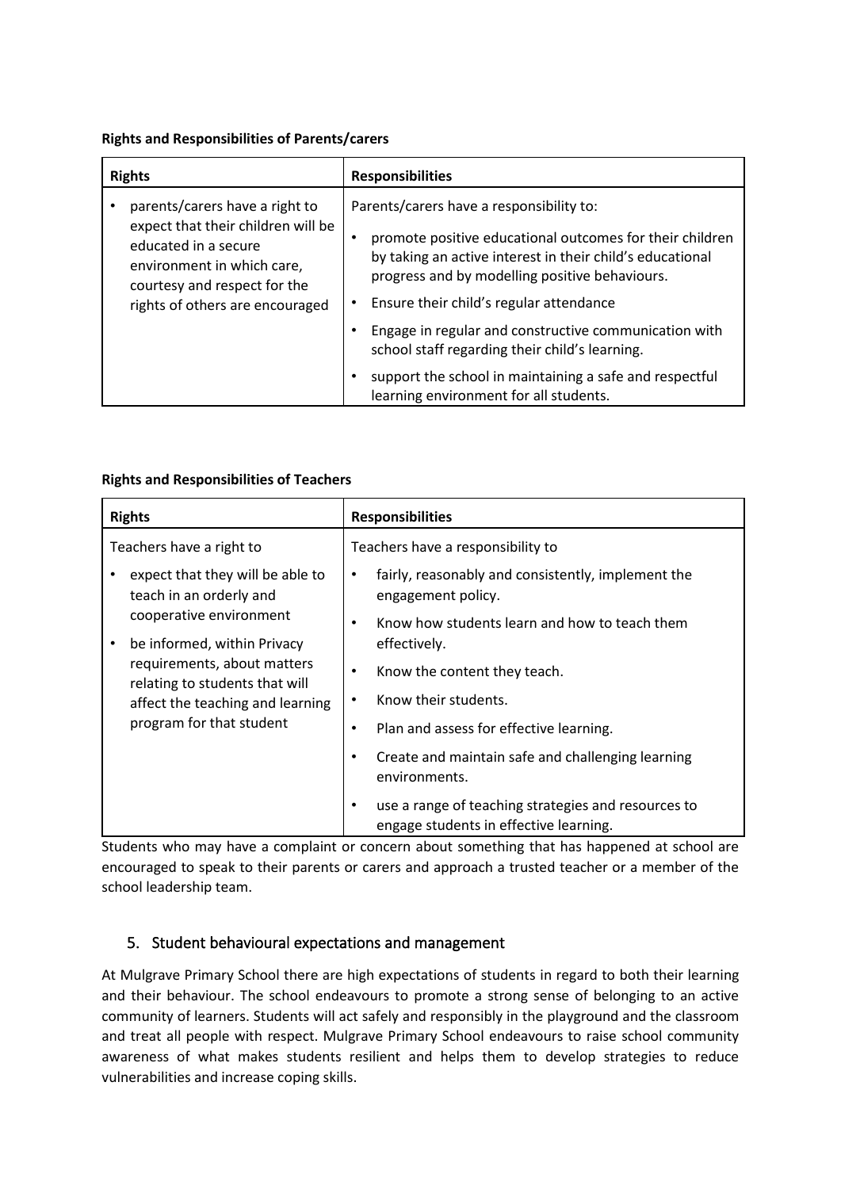**Rights and Responsibilities of Parents/carers**

| Rights | Responsibilities |
|---|---|
| • parents/carers have a right to expect that their children will be educated in a secure environment in which care, courtesy and respect for the rights of others are encouraged | Parents/carers have a responsibility to:<br>• promote positive educational outcomes for their children by taking an active interest in their child's educational progress and by modelling positive behaviours.<br>• Ensure their child's regular attendance<br>• Engage in regular and constructive communication with school staff regarding their child's learning.<br>• support the school in maintaining a safe and respectful learning environment for all students. |

**Rights and Responsibilities of Teachers**

| Rights | Responsibilities |
|---|---|
| Teachers have a right to<br>• expect that they will be able to teach in an orderly and cooperative environment<br>• be informed, within Privacy requirements, about matters relating to students that will affect the teaching and learning program for that student | Teachers have a responsibility to<br>• fairly, reasonably and consistently, implement the engagement policy.<br>• Know how students learn and how to teach them effectively.<br>• Know the content they teach.<br>• Know their students.<br>• Plan and assess for effective learning.<br>• Create and maintain safe and challenging learning environments.<br>• use a range of teaching strategies and resources to engage students in effective learning. |

Students who may have a complaint or concern about something that has happened at school are encouraged to speak to their parents or carers and approach a trusted teacher or a member of the school leadership team.

## 5. Student behavioural expectations and management

At Mulgrave Primary School there are high expectations of students in regard to both their learning and their behaviour. The school endeavours to promote a strong sense of belonging to an active community of learners. Students will act safely and responsibly in the playground and the classroom and treat all people with respect. Mulgrave Primary School endeavours to raise school community awareness of what makes students resilient and helps them to develop strategies to reduce vulnerabilities and increase coping skills.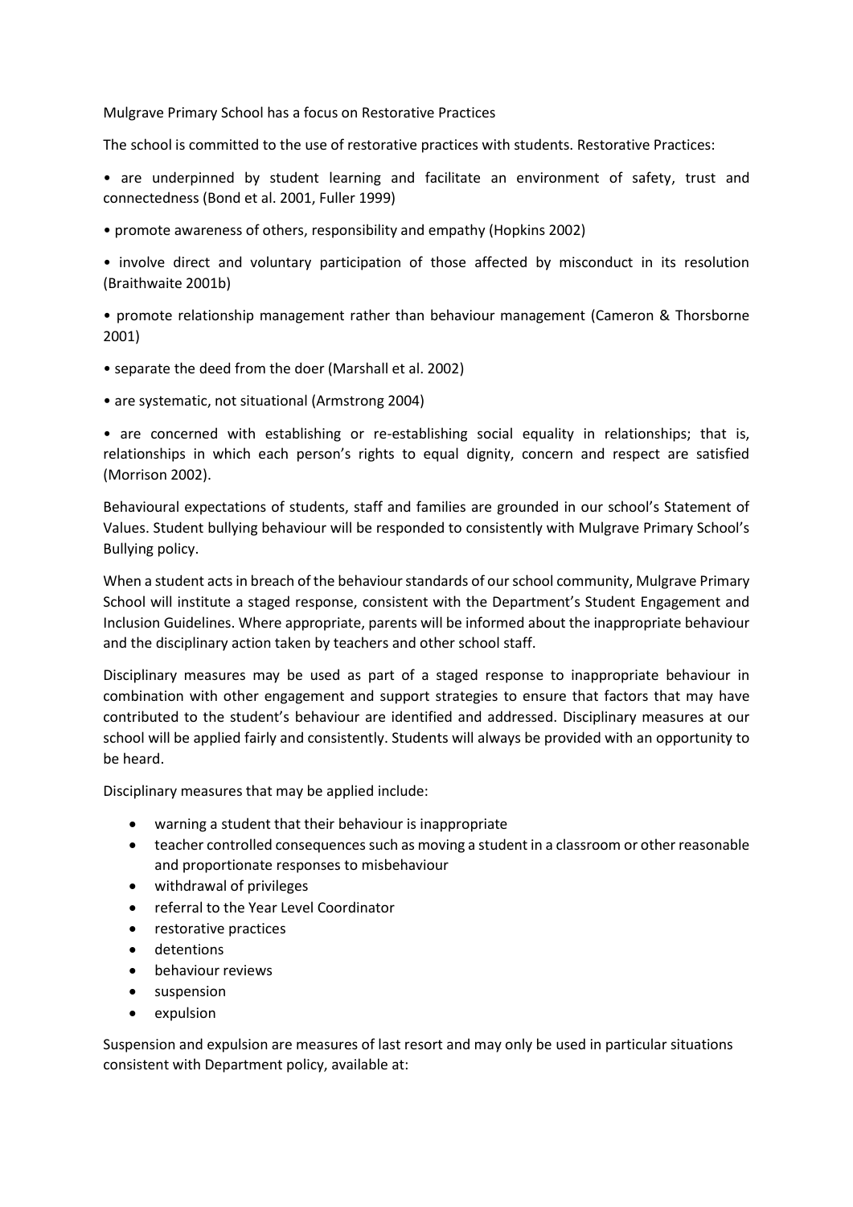Mulgrave Primary School has a focus on Restorative Practices

The school is committed to the use of restorative practices with students. Restorative Practices:

- are underpinned by student learning and facilitate an environment of safety, trust and connectedness (Bond et al. 2001, Fuller 1999)
- promote awareness of others, responsibility and empathy (Hopkins 2002)
- involve direct and voluntary participation of those affected by misconduct in its resolution (Braithwaite 2001b)
- promote relationship management rather than behaviour management (Cameron & Thorsborne 2001)
- separate the deed from the doer (Marshall et al. 2002)
- are systematic, not situational (Armstrong 2004)
- are concerned with establishing or re-establishing social equality in relationships; that is, relationships in which each person's rights to equal dignity, concern and respect are satisfied (Morrison 2002).

Behavioural expectations of students, staff and families are grounded in our school's Statement of Values. Student bullying behaviour will be responded to consistently with Mulgrave Primary School's Bullying policy.

When a student acts in breach of the behaviour standards of our school community, Mulgrave Primary School will institute a staged response, consistent with the Department's Student Engagement and Inclusion Guidelines. Where appropriate, parents will be informed about the inappropriate behaviour and the disciplinary action taken by teachers and other school staff.

Disciplinary measures may be used as part of a staged response to inappropriate behaviour in combination with other engagement and support strategies to ensure that factors that may have contributed to the student's behaviour are identified and addressed. Disciplinary measures at our school will be applied fairly and consistently. Students will always be provided with an opportunity to be heard.

Disciplinary measures that may be applied include:

- warning a student that their behaviour is inappropriate
- teacher controlled consequences such as moving a student in a classroom or other reasonable and proportionate responses to misbehaviour
- withdrawal of privileges
- referral to the Year Level Coordinator
- restorative practices
- detentions
- behaviour reviews
- suspension
- expulsion

Suspension and expulsion are measures of last resort and may only be used in particular situations consistent with Department policy, available at: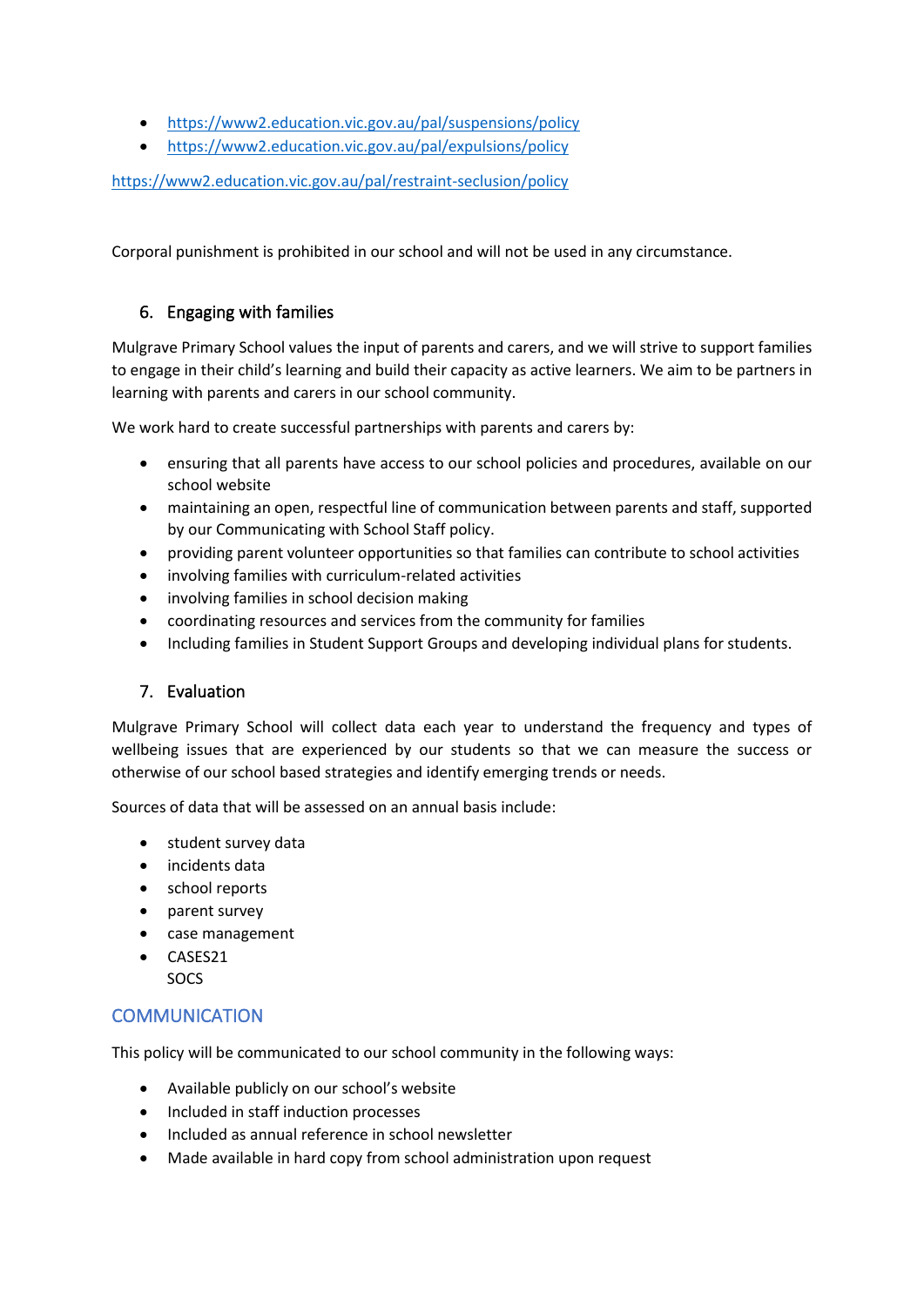- https://www2.education.vic.gov.au/pal/suspensions/policy
- https://www2.education.vic.gov.au/pal/expulsions/policy

https://www2.education.vic.gov.au/pal/restraint-seclusion/policy

Corporal punishment is prohibited in our school and will not be used in any circumstance.

### 6. Engaging with families

Mulgrave Primary School values the input of parents and carers, and we will strive to support families to engage in their child's learning and build their capacity as active learners. We aim to be partners in learning with parents and carers in our school community.

We work hard to create successful partnerships with parents and carers by:

- ensuring that all parents have access to our school policies and procedures, available on our school website
- maintaining an open, respectful line of communication between parents and staff, supported by our Communicating with School Staff policy.
- providing parent volunteer opportunities so that families can contribute to school activities
- involving families with curriculum-related activities
- involving families in school decision making
- coordinating resources and services from the community for families
- Including families in Student Support Groups and developing individual plans for students.

### 7. Evaluation

Mulgrave Primary School will collect data each year to understand the frequency and types of wellbeing issues that are experienced by our students so that we can measure the success or otherwise of our school based strategies and identify emerging trends or needs.

Sources of data that will be assessed on an annual basis include:

- student survey data
- incidents data
- school reports
- parent survey
- case management
- CASES21
  SOCS

## COMMUNICATION

This policy will be communicated to our school community in the following ways:

- Available publicly on our school's website
- Included in staff induction processes
- Included as annual reference in school newsletter
- Made available in hard copy from school administration upon request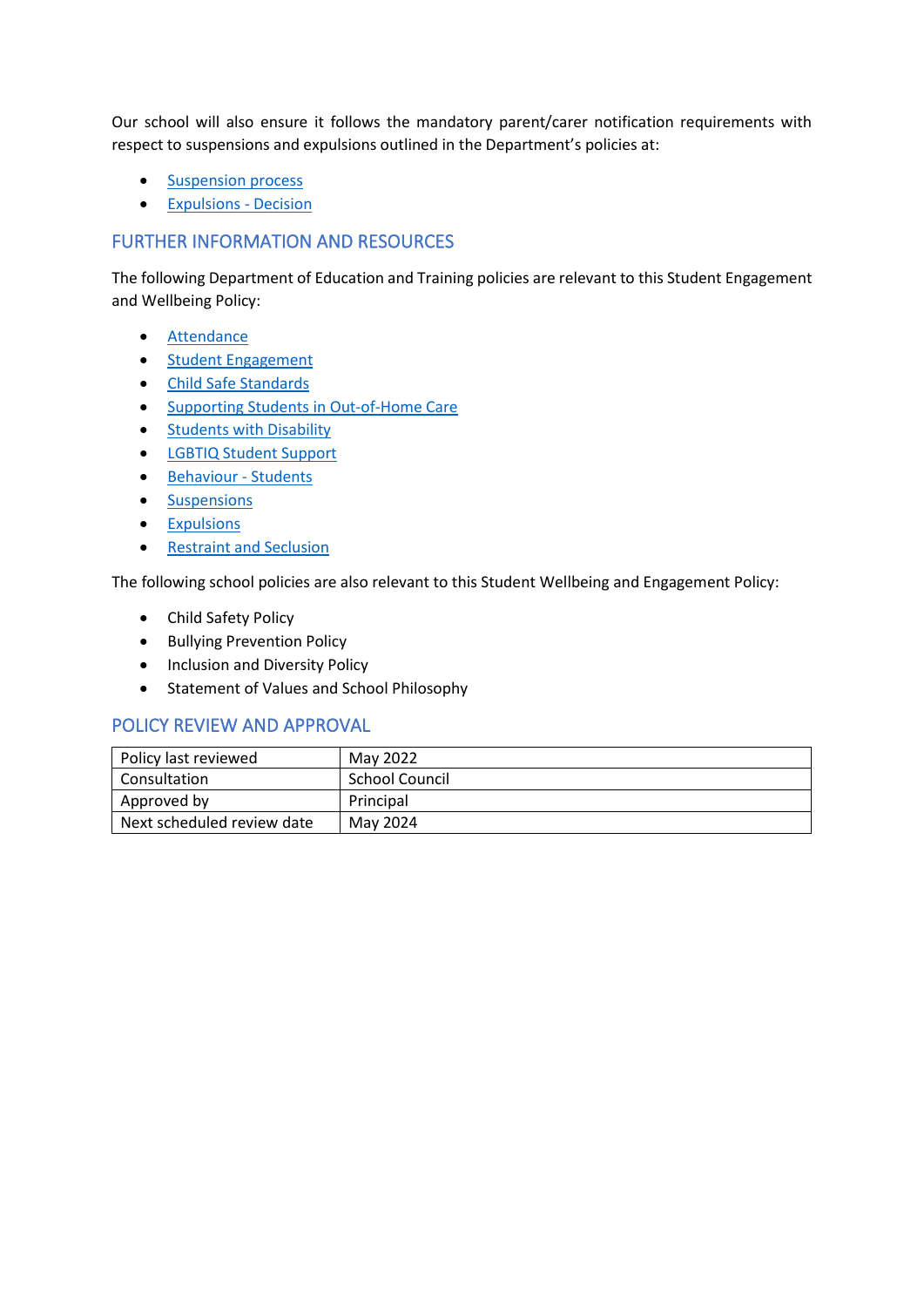Our school will also ensure it follows the mandatory parent/carer notification requirements with respect to suspensions and expulsions outlined in the Department's policies at:

- Suspension process
- Expulsions - Decision

## FURTHER INFORMATION AND RESOURCES

The following Department of Education and Training policies are relevant to this Student Engagement and Wellbeing Policy:

- Attendance
- Student Engagement
- Child Safe Standards
- Supporting Students in Out-of-Home Care
- Students with Disability
- LGBTIQ Student Support
- Behaviour - Students
- Suspensions
- Expulsions
- Restraint and Seclusion

The following school policies are also relevant to this Student Wellbeing and Engagement Policy:

- Child Safety Policy
- Bullying Prevention Policy
- Inclusion and Diversity Policy
- Statement of Values and School Philosophy

## POLICY REVIEW AND APPROVAL

| | |
|---|---|
| Policy last reviewed | May 2022 |
| Consultation | School Council |
| Approved by | Principal |
| Next scheduled review date | May 2024 |